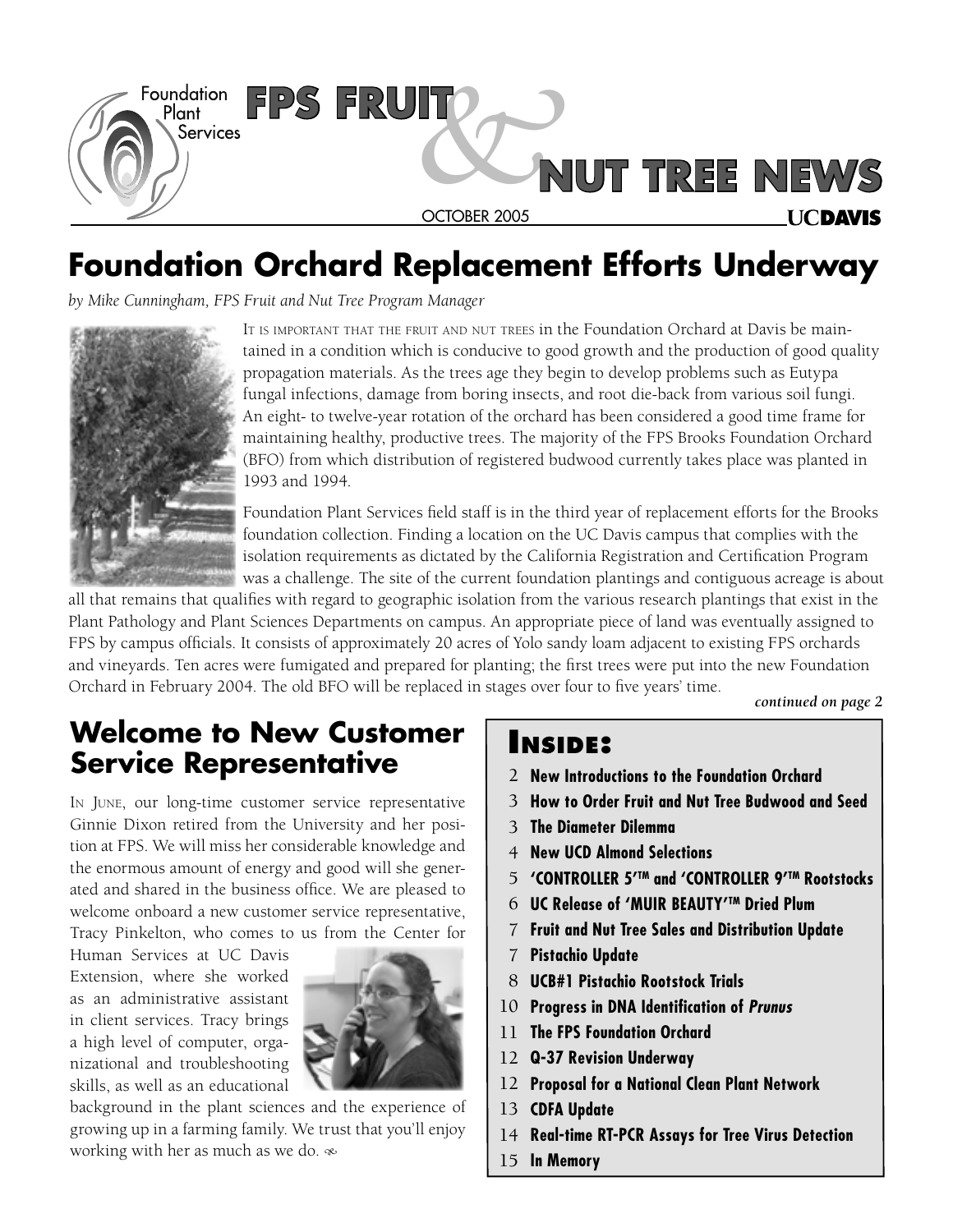# FPS FRUIT & NUT TREE NEWS

OCTOBER 2005

# Foundation Orchard Replacement Efforts Underway

*by Mike Cunningham, FPS Fruit and Nut Tree Program Manager*

It is important that the fruit and nut trees in the Foundation Orchard at Davis be maintained in a condition which is conducive to good growth and the production of good quality propagation materials. As the trees age they begin to develop problems such as Eutypa fungal infections, damage from boring insects, and root die-back from various soil fungi. An eight- to twelve-year rotation of the orchard has been considered a good time frame for maintaining healthy, productive trees. The majority of the FPS Brooks Foundation Orchard (BFO) from which distribution of registered budwood currently takes place was planted in 1993 and 1994.

Foundation Plant Services field staff is in the third year of replacement efforts for the Brooks foundation collection. Finding a location on the UC Davis campus that complies with the isolation requirements as dictated by the California Registration and Certification Program was a challenge. The site of the current foundation plantings and contiguous acreage is about all that remains that qualifies with regard to geographic isolation from the various research plantings that exist in the Plant Pathology and Plant Sciences Departments on campus. An appropriate piece of land was eventually assigned to FPS by campus officials. It consists of approximately 20 acres of Yolo sandy loam adjacent to existing FPS orchards and vineyards. Ten acres were fumigated and prepared for planting; the first trees were put into the new Foundation Orchard in February 2004. The old BFO will be replaced in stages over four to five years' time.

***continued on page 2***

## Welcome to New Customer Service Representative

In June, our long-time customer service representative Ginnie Dixon retired from the University and her position at FPS. We will miss her considerable knowledge and the enormous amount of energy and good will she generated and shared in the business office. We are pleased to welcome onboard a new customer service representative, Tracy Pinkelton, who comes to us from the Center for Human Services at UC Davis Extension, where she worked as an administrative assistant in client services. Tracy brings a high level of computer, organizational and troubleshooting skills, as well as an educational background in the plant sciences and the experience of growing up in a farming family. We trust that you'll enjoy working with her as much as we do.

## Inside:

- 2 **New Introductions to the Foundation Orchard**
- 3 **How to Order Fruit and Nut Tree Budwood and Seed**
- 3 **The Diameter Dilemma**
- 4 **New UCD Almond Selections**
- 5 **'CONTROLLER 5'™ and 'CONTROLLER 9'™ Rootstocks**
- 6 **UC Release of 'MUIR BEAUTY'™ Dried Plum**
- 7 **Fruit and Nut Tree Sales and Distribution Update**
- 7 **Pistachio Update**
- 8 **UCB#1 Pistachio Rootstock Trials**
- 10 **Progress in DNA Identification of *Prunus***
- 11 **The FPS Foundation Orchard**
- 12 **Q-37 Revision Underway**
- 12 **Proposal for a National Clean Plant Network**
- 13 **CDFA Update**
- 14 **Real-time RT-PCR Assays for Tree Virus Detection**
- 15 **In Memory**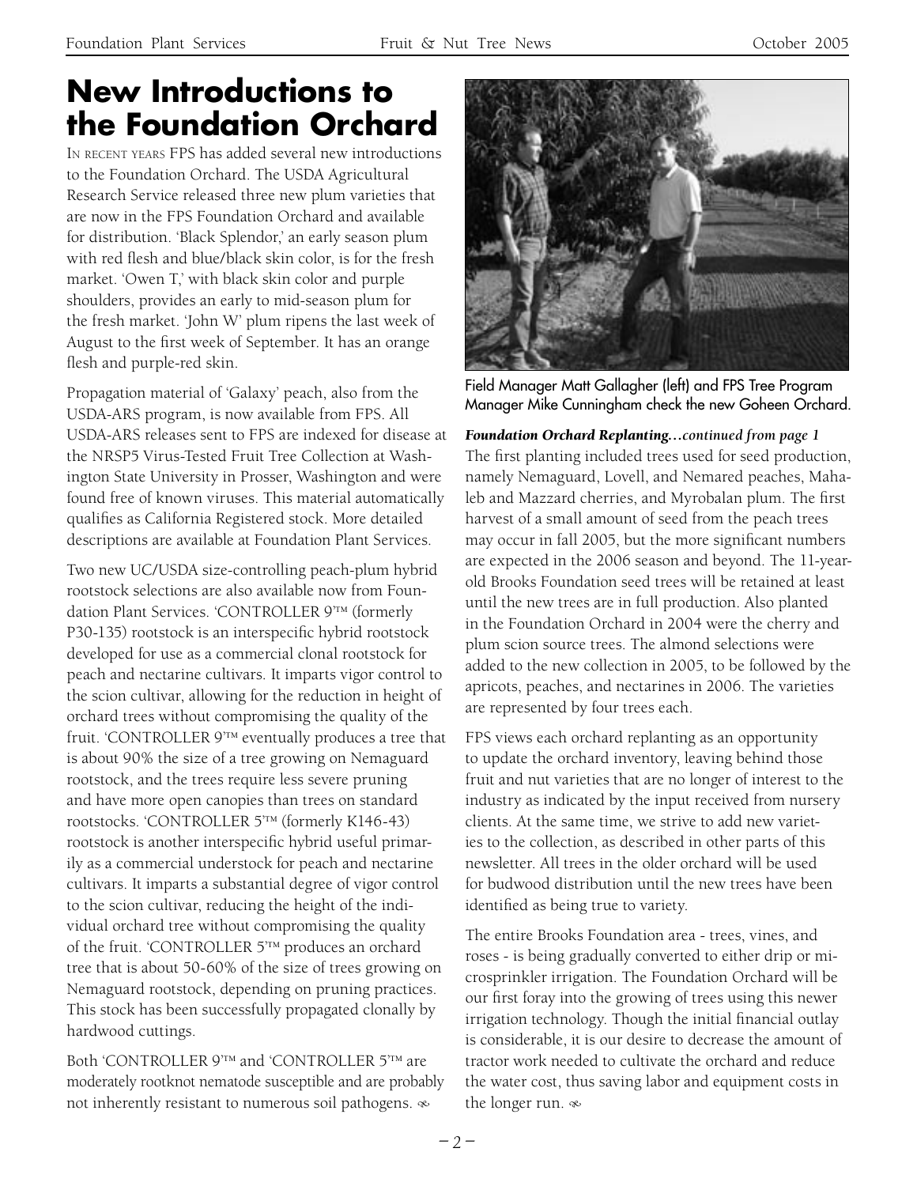# New Introductions to the Foundation Orchard

IN RECENT YEARS FPS has added several new introductions to the Foundation Orchard. The USDA Agricultural Research Service released three new plum varieties that are now in the FPS Foundation Orchard and available for distribution. 'Black Splendor,' an early season plum with red flesh and blue/black skin color, is for the fresh market. 'Owen T,' with black skin color and purple shoulders, provides an early to mid-season plum for the fresh market. 'John W' plum ripens the last week of August to the first week of September. It has an orange flesh and purple-red skin.

Propagation material of 'Galaxy' peach, also from the USDA-ARS program, is now available from FPS. All USDA-ARS releases sent to FPS are indexed for disease at the NRSP5 Virus-Tested Fruit Tree Collection at Washington State University in Prosser, Washington and were found free of known viruses. This material automatically qualifies as California Registered stock. More detailed descriptions are available at Foundation Plant Services.

Two new UC/USDA size-controlling peach-plum hybrid rootstock selections are also available now from Foundation Plant Services. 'CONTROLLER 9'™ (formerly P30-135) rootstock is an interspecific hybrid rootstock developed for use as a commercial clonal rootstock for peach and nectarine cultivars. It imparts vigor control to the scion cultivar, allowing for the reduction in height of orchard trees without compromising the quality of the fruit. 'CONTROLLER 9'™ eventually produces a tree that is about 90% the size of a tree growing on Nemaguard rootstock, and the trees require less severe pruning and have more open canopies than trees on standard rootstocks. 'CONTROLLER 5'™ (formerly K146-43) rootstock is another interspecific hybrid useful primarily as a commercial understock for peach and nectarine cultivars. It imparts a substantial degree of vigor control to the scion cultivar, reducing the height of the individual orchard tree without compromising the quality of the fruit. 'CONTROLLER 5'™ produces an orchard tree that is about 50-60% of the size of trees growing on Nemaguard rootstock, depending on pruning practices. This stock has been successfully propagated clonally by hardwood cuttings.

Both 'CONTROLLER 9'™ and 'CONTROLLER 5'™ are moderately rootknot nematode susceptible and are probably not inherently resistant to numerous soil pathogens. ❧

Field Manager Matt Gallagher (left) and FPS Tree Program Manager Mike Cunningham check the new Goheen Orchard.

***Foundation Orchard Replanting…continued from page 1***

The first planting included trees used for seed production, namely Nemaguard, Lovell, and Nemared peaches, Mahaleb and Mazzard cherries, and Myrobalan plum. The first harvest of a small amount of seed from the peach trees may occur in fall 2005, but the more significant numbers are expected in the 2006 season and beyond. The 11-year-old Brooks Foundation seed trees will be retained at least until the new trees are in full production. Also planted in the Foundation Orchard in 2004 were the cherry and plum scion source trees. The almond selections were added to the new collection in 2005, to be followed by the apricots, peaches, and nectarines in 2006. The varieties are represented by four trees each.

FPS views each orchard replanting as an opportunity to update the orchard inventory, leaving behind those fruit and nut varieties that are no longer of interest to the industry as indicated by the input received from nursery clients. At the same time, we strive to add new varieties to the collection, as described in other parts of this newsletter. All trees in the older orchard will be used for budwood distribution until the new trees have been identified as being true to variety.

The entire Brooks Foundation area - trees, vines, and roses - is being gradually converted to either drip or microsprinkler irrigation. The Foundation Orchard will be our first foray into the growing of trees using this newer irrigation technology. Though the initial financial outlay is considerable, it is our desire to decrease the amount of tractor work needed to cultivate the orchard and reduce the water cost, thus saving labor and equipment costs in the longer run. ❧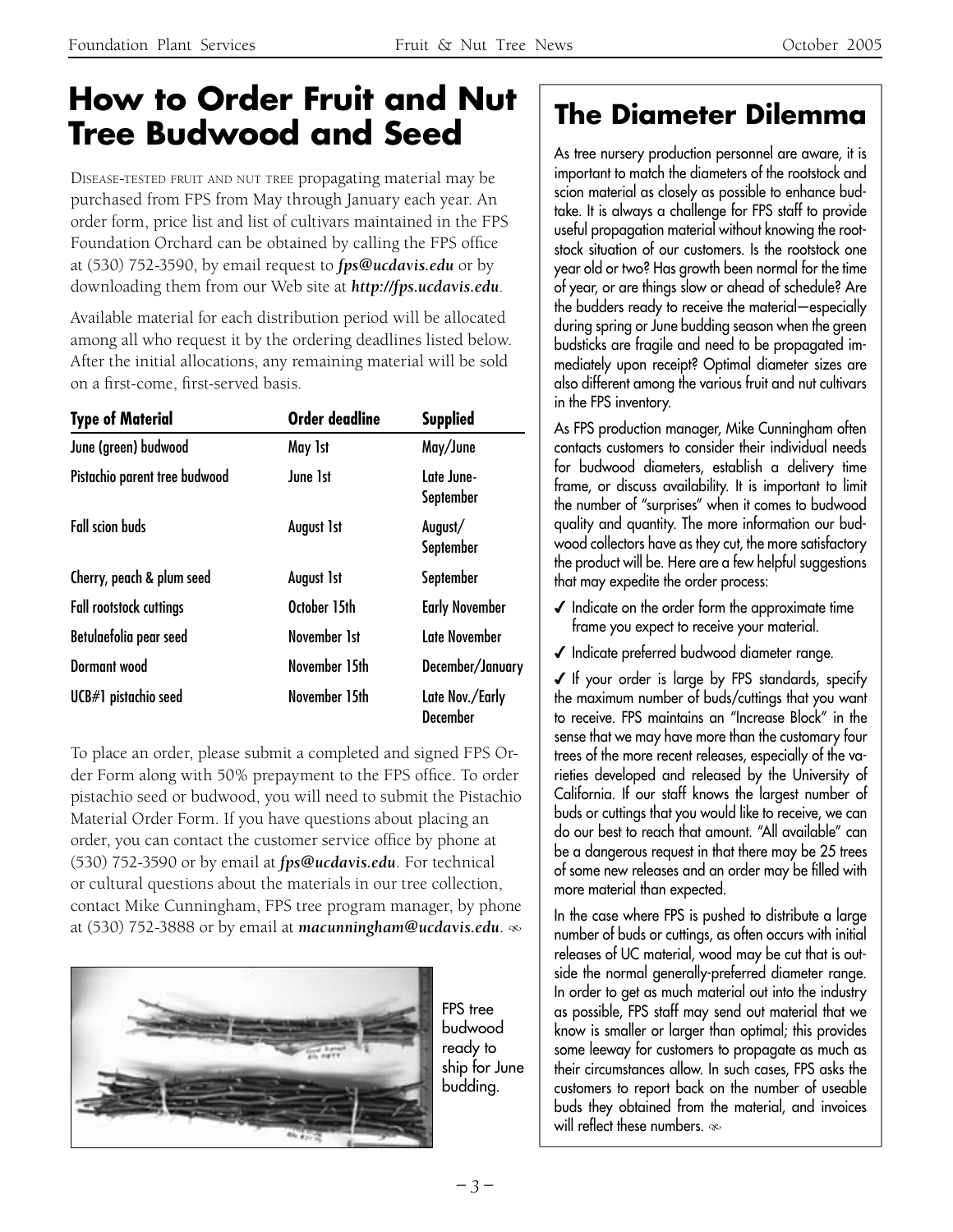# How to Order Fruit and Nut Tree Budwood and Seed

DISEASE-TESTED FRUIT AND NUT TREE propagating material may be purchased from FPS from May through January each year. An order form, price list and list of cultivars maintained in the FPS Foundation Orchard can be obtained by calling the FPS office at (530) 752-3590, by email request to ***fps@ucdavis.edu*** or by downloading them from our Web site at ***http://fps.ucdavis.edu***.

Available material for each distribution period will be allocated among all who request it by the ordering deadlines listed below. After the initial allocations, any remaining material will be sold on a first-come, first-served basis.

| Type of Material | Order deadline | Supplied |
|---|---|---|
| June (green) budwood | May 1st | May/June |
| Pistachio parent tree budwood | June 1st | Late June-September |
| Fall scion buds | August 1st | August/September |
| Cherry, peach & plum seed | August 1st | September |
| Fall rootstock cuttings | October 15th | Early November |
| Betulaefolia pear seed | November 1st | Late November |
| Dormant wood | November 15th | December/January |
| UCB#1 pistachio seed | November 15th | Late Nov./Early December |

To place an order, please submit a completed and signed FPS Order Form along with 50% prepayment to the FPS office. To order pistachio seed or budwood, you will need to submit the Pistachio Material Order Form. If you have questions about placing an order, you can contact the customer service office by phone at (530) 752-3590 or by email at ***fps@ucdavis.edu***. For technical or cultural questions about the materials in our tree collection, contact Mike Cunningham, FPS tree program manager, by phone at (530) 752-3888 or by email at ***macunningham@ucdavis.edu***.

FPS tree budwood ready to ship for June budding.

## The Diameter Dilemma

As tree nursery production personnel are aware, it is important to match the diameters of the rootstock and scion material as closely as possible to enhance budtake. It is always a challenge for FPS staff to provide useful propagation material without knowing the rootstock situation of our customers. Is the rootstock one year old or two? Has growth been normal for the time of year, or are things slow or ahead of schedule? Are the budders ready to receive the material—especially during spring or June budding season when the green budsticks are fragile and need to be propagated immediately upon receipt? Optimal diameter sizes are also different among the various fruit and nut cultivars in the FPS inventory.

As FPS production manager, Mike Cunningham often contacts customers to consider their individual needs for budwood diameters, establish a delivery time frame, or discuss availability. It is important to limit the number of "surprises" when it comes to budwood quality and quantity. The more information our budwood collectors have as they cut, the more satisfactory the product will be. Here are a few helpful suggestions that may expedite the order process:

- ✓ Indicate on the order form the approximate time frame you expect to receive your material.
- ✓ Indicate preferred budwood diameter range.
- ✓ If your order is large by FPS standards, specify the maximum number of buds/cuttings that you want to receive. FPS maintains an "Increase Block" in the sense that we may have more than the customary four trees of the more recent releases, especially of the varieties developed and released by the University of California. If our staff knows the largest number of buds or cuttings that you would like to receive, we can do our best to reach that amount. "All available" can be a dangerous request in that there may be 25 trees of some new releases and an order may be filled with more material than expected.

In the case where FPS is pushed to distribute a large number of buds or cuttings, as often occurs with initial releases of UC material, wood may be cut that is outside the normal generally-preferred diameter range. In order to get as much material out into the industry as possible, FPS staff may send out material that we know is smaller or larger than optimal; this provides some leeway for customers to propagate as much as their circumstances allow. In such cases, FPS asks the customers to report back on the number of useable buds they obtained from the material, and invoices will reflect these numbers.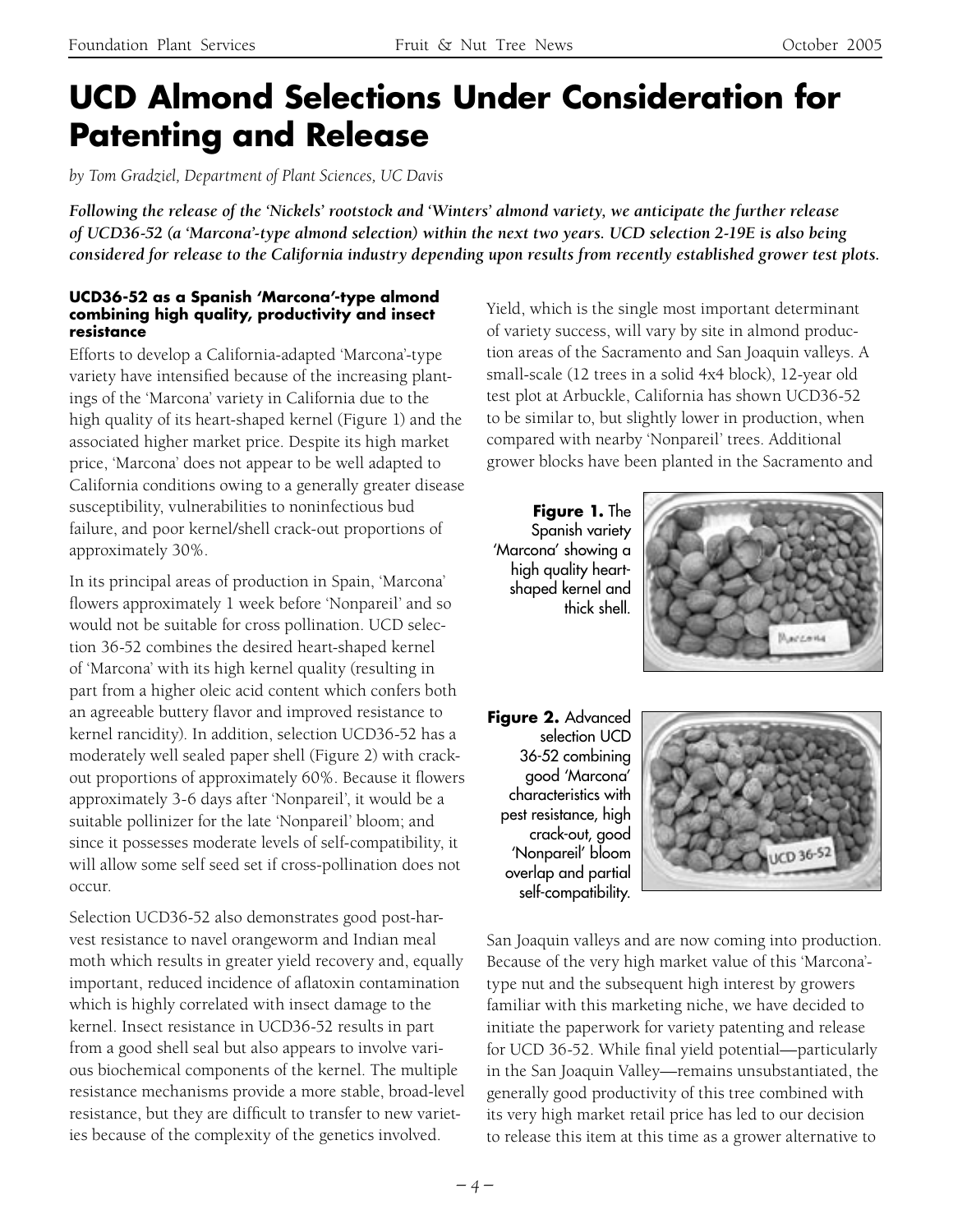# UCD Almond Selections Under Consideration for Patenting and Release

*by Tom Gradziel, Department of Plant Sciences, UC Davis*

***Following the release of the 'Nickels' rootstock and 'Winters' almond variety, we anticipate the further release of UCD36-52 (a 'Marcona'-type almond selection) within the next two years. UCD selection 2-19E is also being considered for release to the California industry depending upon results from recently established grower test plots.***

#### UCD36-52 as a Spanish 'Marcona'-type almond combining high quality, productivity and insect resistance

Efforts to develop a California-adapted 'Marcona'-type variety have intensified because of the increasing plantings of the 'Marcona' variety in California due to the high quality of its heart-shaped kernel (Figure 1) and the associated higher market price. Despite its high market price, 'Marcona' does not appear to be well adapted to California conditions owing to a generally greater disease susceptibility, vulnerabilities to noninfectious bud failure, and poor kernel/shell crack-out proportions of approximately 30%.

In its principal areas of production in Spain, 'Marcona' flowers approximately 1 week before 'Nonpareil' and so would not be suitable for cross pollination. UCD selection 36-52 combines the desired heart-shaped kernel of 'Marcona' with its high kernel quality (resulting in part from a higher oleic acid content which confers both an agreeable buttery flavor and improved resistance to kernel rancidity). In addition, selection UCD36-52 has a moderately well sealed paper shell (Figure 2) with crack-out proportions of approximately 60%. Because it flowers approximately 3-6 days after 'Nonpareil', it would be a suitable pollinizer for the late 'Nonpareil' bloom; and since it possesses moderate levels of self-compatibility, it will allow some self seed set if cross-pollination does not occur.

Selection UCD36-52 also demonstrates good post-harvest resistance to navel orangeworm and Indian meal moth which results in greater yield recovery and, equally important, reduced incidence of aflatoxin contamination which is highly correlated with insect damage to the kernel. Insect resistance in UCD36-52 results in part from a good shell seal but also appears to involve various biochemical components of the kernel. The multiple resistance mechanisms provide a more stable, broad-level resistance, but they are difficult to transfer to new varieties because of the complexity of the genetics involved.

Yield, which is the single most important determinant of variety success, will vary by site in almond production areas of the Sacramento and San Joaquin valleys. A small-scale (12 trees in a solid 4x4 block), 12-year old test plot at Arbuckle, California has shown UCD36-52 to be similar to, but slightly lower in production, when compared with nearby 'Nonpareil' trees. Additional grower blocks have been planted in the Sacramento and San Joaquin valleys and are now coming into production. Because of the very high market value of this 'Marcona'-type nut and the subsequent high interest by growers familiar with this marketing niche, we have decided to initiate the paperwork for variety patenting and release for UCD 36-52. While final yield potential—particularly in the San Joaquin Valley—remains unsubstantiated, the generally good productivity of this tree combined with its very high market retail price has led to our decision to release this item at this time as a grower alternative to

**Figure 1.** The Spanish variety 'Marcona' showing a high quality heart-shaped kernel and thick shell.

**Figure 2.** Advanced selection UCD 36-52 combining good 'Marcona' characteristics with pest resistance, high crack-out, good 'Nonpareil' bloom overlap and partial self-compatibility.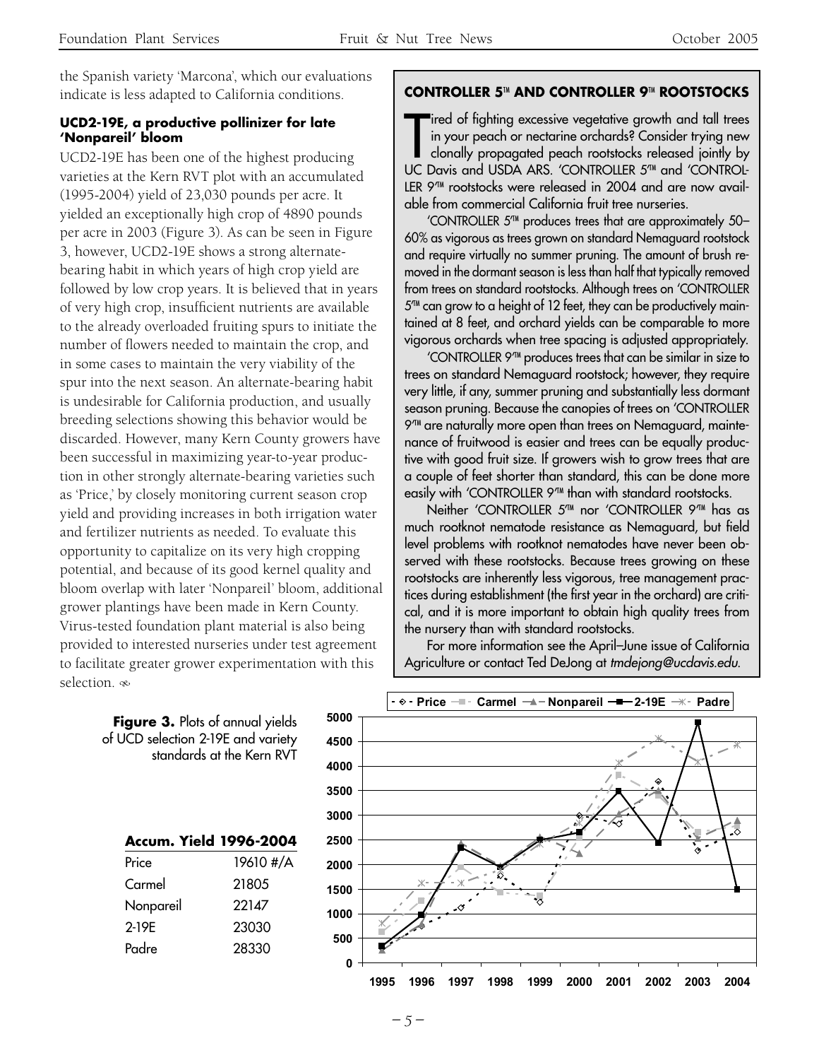the Spanish variety 'Marcona', which our evaluations indicate is less adapted to California conditions.

### UCD2-19E, a productive pollinizer for late 'Nonpareil' bloom

UCD2-19E has been one of the highest producing varieties at the Kern RVT plot with an accumulated (1995-2004) yield of 23,030 pounds per acre. It yielded an exceptionally high crop of 4890 pounds per acre in 2003 (Figure 3). As can be seen in Figure 3, however, UCD2-19E shows a strong alternate-bearing habit in which years of high crop yield are followed by low crop years. It is believed that in years of very high crop, insufficient nutrients are available to the already overloaded fruiting spurs to initiate the number of flowers needed to maintain the crop, and in some cases to maintain the very viability of the spur into the next season. An alternate-bearing habit is undesirable for California production, and usually breeding selections showing this behavior would be discarded. However, many Kern County growers have been successful in maximizing year-to-year production in other strongly alternate-bearing varieties such as 'Price,' by closely monitoring current season crop yield and providing increases in both irrigation water and fertilizer nutrients as needed. To evaluate this opportunity to capitalize on its very high cropping potential, and because of its good kernel quality and bloom overlap with later 'Nonpareil' bloom, additional grower plantings have been made in Kern County. Virus-tested foundation plant material is also being provided to interested nurseries under test agreement to facilitate greater grower experimentation with this selection.

### CONTROLLER 5™ AND CONTROLLER 9™ ROOTSTOCKS

Tired of fighting excessive vegetative growth and tall trees in your peach or nectarine orchards? Consider trying new clonally propagated peach rootstocks released jointly by UC Davis and USDA ARS. 'CONTROLLER 5™' and 'CONTROLLER 9™' rootstocks were released in 2004 and are now available from commercial California fruit tree nurseries.

'CONTROLLER 5™' produces trees that are approximately 50–60% as vigorous as trees grown on standard Nemaguard rootstock and require virtually no summer pruning. The amount of brush removed in the dormant season is less than half that typically removed from trees on standard rootstocks. Although trees on 'CONTROLLER 5™' can grow to a height of 12 feet, they can be productively maintained at 8 feet, and orchard yields can be comparable to more vigorous orchards when tree spacing is adjusted appropriately.

'CONTROLLER 9™' produces trees that can be similar in size to trees on standard Nemaguard rootstock; however, they require very little, if any, summer pruning and substantially less dormant season pruning. Because the canopies of trees on 'CONTROLLER 9™' are naturally more open than trees on Nemaguard, maintenance of fruitwood is easier and trees can be equally productive with good fruit size. If growers wish to grow trees that are a couple of feet shorter than standard, this can be done more easily with 'CONTROLLER 9™' than with standard rootstocks.

Neither 'CONTROLLER 5™' nor 'CONTROLLER 9™' has as much rootknot nematode resistance as Nemaguard, but field level problems with rootknot nematodes have never been observed with these rootstocks. Because trees growing on these rootstocks are inherently less vigorous, tree management practices during establishment (the first year in the orchard) are critical, and it is more important to obtain high quality trees from the nursery than with standard rootstocks.

For more information see the April–June issue of California Agriculture or contact Ted DeJong at *tmdejong@ucdavis.edu.*

**Figure 3.** Plots of annual yields of UCD selection 2-19E and variety standards at the Kern RVT

| **Accum. Yield 1996-2004** | |
|---|---|
| Price | 19610 #/A |
| Carmel | 21805 |
| Nonpareil | 22147 |
| 2-19E | 23030 |
| Padre | 28330 |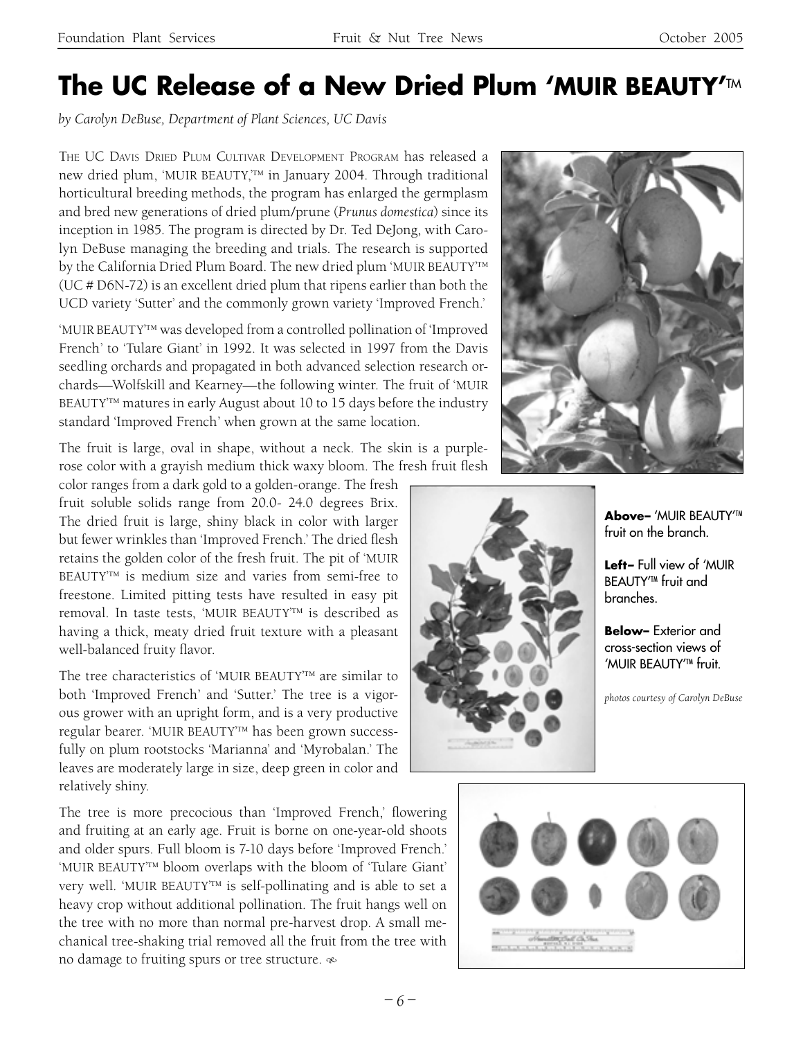# The UC Release of a New Dried Plum 'MUIR BEAUTY'™

*by Carolyn DeBuse, Department of Plant Sciences, UC Davis*

The UC Davis Dried Plum Cultivar Development Program has released a new dried plum, 'MUIR BEAUTY,'™ in January 2004. Through traditional horticultural breeding methods, the program has enlarged the germplasm and bred new generations of dried plum/prune (*Prunus domestica*) since its inception in 1985. The program is directed by Dr. Ted DeJong, with Carolyn DeBuse managing the breeding and trials. The research is supported by the California Dried Plum Board. The new dried plum 'MUIR BEAUTY'™ (UC # D6N-72) is an excellent dried plum that ripens earlier than both the UCD variety 'Sutter' and the commonly grown variety 'Improved French.'

'MUIR BEAUTY'™ was developed from a controlled pollination of 'Improved French' to 'Tulare Giant' in 1992. It was selected in 1997 from the Davis seedling orchards and propagated in both advanced selection research orchards—Wolfskill and Kearney—the following winter. The fruit of 'MUIR BEAUTY'™ matures in early August about 10 to 15 days before the industry standard 'Improved French' when grown at the same location.

The fruit is large, oval in shape, without a neck. The skin is a purple-rose color with a grayish medium thick waxy bloom. The fresh fruit flesh color ranges from a dark gold to a golden-orange. The fresh fruit soluble solids range from 20.0- 24.0 degrees Brix. The dried fruit is large, shiny black in color with larger but fewer wrinkles than 'Improved French.' The dried flesh retains the golden color of the fresh fruit. The pit of 'MUIR BEAUTY'™ is medium size and varies from semi-free to freestone. Limited pitting tests have resulted in easy pit removal. In taste tests, 'MUIR BEAUTY'™ is described as having a thick, meaty dried fruit texture with a pleasant well-balanced fruity flavor.

The tree characteristics of 'MUIR BEAUTY'™ are similar to both 'Improved French' and 'Sutter.' The tree is a vigorous grower with an upright form, and is a very productive regular bearer. 'MUIR BEAUTY'™ has been grown successfully on plum rootstocks 'Marianna' and 'Myrobalan.' The leaves are moderately large in size, deep green in color and relatively shiny.

The tree is more precocious than 'Improved French,' flowering and fruiting at an early age. Fruit is borne on one-year-old shoots and older spurs. Full bloom is 7-10 days before 'Improved French.' 'MUIR BEAUTY'™ bloom overlaps with the bloom of 'Tulare Giant' very well. 'MUIR BEAUTY'™ is self-pollinating and is able to set a heavy crop without additional pollination. The fruit hangs well on the tree with no more than normal pre-harvest drop. A small mechanical tree-shaking trial removed all the fruit from the tree with no damage to fruiting spurs or tree structure.

**Above–** 'MUIR BEAUTY'™ fruit on the branch.

**Left–** Full view of 'MUIR BEAUTY'™ fruit and branches.

**Below–** Exterior and cross-section views of 'MUIR BEAUTY'™ fruit.

*photos courtesy of Carolyn DeBuse*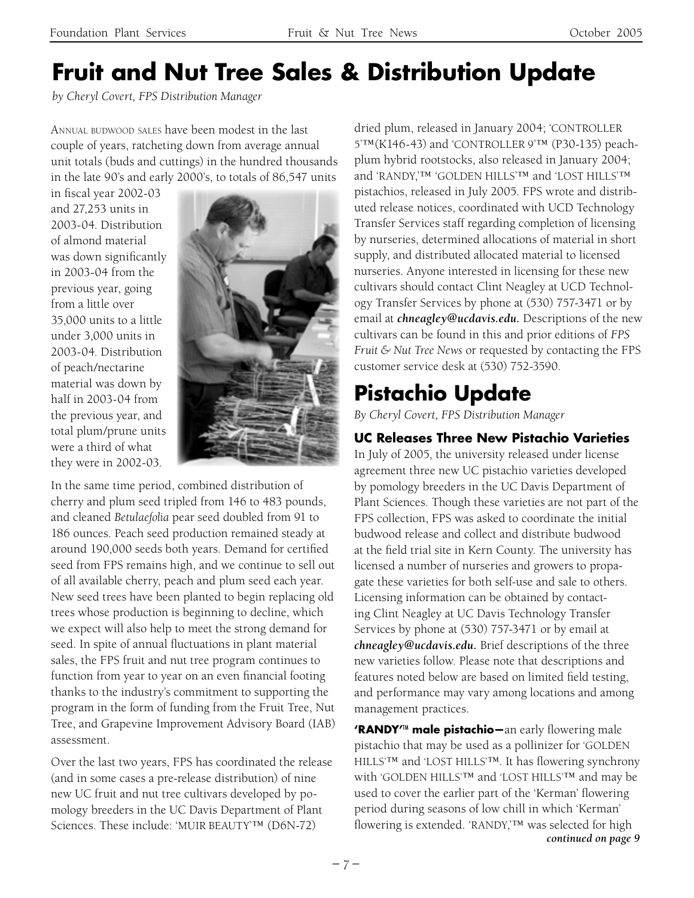# Fruit and Nut Tree Sales & Distribution Update

*by Cheryl Covert, FPS Distribution Manager*

Annual budwood sales have been modest in the last couple of years, ratcheting down from average annual unit totals (buds and cuttings) in the hundred thousands in the late 90's and early 2000's, to totals of 86,547 units in fiscal year 2002-03 and 27,253 units in 2003-04. Distribution of almond material was down significantly in 2003-04 from the previous year, going from a little over 35,000 units to a little under 3,000 units in 2003-04. Distribution of peach/nectarine material was down by half in 2003-04 from the previous year, and total plum/prune units were a third of what they were in 2002-03.

In the same time period, combined distribution of cherry and plum seed tripled from 146 to 483 pounds, and cleaned *Betulaefolia* pear seed doubled from 91 to 186 ounces. Peach seed production remained steady at around 190,000 seeds both years. Demand for certified seed from FPS remains high, and we continue to sell out of all available cherry, peach and plum seed each year. New seed trees have been planted to begin replacing old trees whose production is beginning to decline, which we expect will also help to meet the strong demand for seed. In spite of annual fluctuations in plant material sales, the FPS fruit and nut tree program continues to function from year to year on an even financial footing thanks to the industry's commitment to supporting the program in the form of funding from the Fruit Tree, Nut Tree, and Grapevine Improvement Advisory Board (IAB) assessment.

Over the last two years, FPS has coordinated the release (and in some cases a pre-release distribution) of nine new UC fruit and nut tree cultivars developed by pomology breeders in the UC Davis Department of Plant Sciences. These include: 'MUIR BEAUTY'™ (D6N-72) dried plum, released in January 2004; 'CONTROLLER 5'™(K146-43) and 'CONTROLLER 9'™ (P30-135) peach-plum hybrid rootstocks, also released in January 2004; and 'RANDY,'™ 'GOLDEN HILLS'™ and 'LOST HILLS'™ pistachios, released in July 2005. FPS wrote and distributed release notices, coordinated with UCD Technology Transfer Services staff regarding completion of licensing by nurseries, determined allocations of material in short supply, and distributed allocated material to licensed nurseries. Anyone interested in licensing for these new cultivars should contact Clint Neagley at UCD Technology Transfer Services by phone at (530) 757-3471 or by email at ***chneagley@ucdavis.edu.*** Descriptions of the new cultivars can be found in this and prior editions of *FPS Fruit & Nut Tree News* or requested by contacting the FPS customer service desk at (530) 752-3590.

# Pistachio Update

*By Cheryl Covert, FPS Distribution Manager*

### UC Releases Three New Pistachio Varieties

In July of 2005, the university released under license agreement three new UC pistachio varieties developed by pomology breeders in the UC Davis Department of Plant Sciences. Though these varieties are not part of the FPS collection, FPS was asked to coordinate the initial budwood release and collect and distribute budwood at the field trial site in Kern County. The university has licensed a number of nurseries and growers to propagate these varieties for both self-use and sale to others. Licensing information can be obtained by contacting Clint Neagley at UC Davis Technology Transfer Services by phone at (530) 757-3471 or by email at ***chneagley@ucdavis.edu.*** Brief descriptions of the three new varieties follow. Please note that descriptions and features noted below are based on limited field testing, and performance may vary among locations and among management practices.

**'RANDY'™ male pistachio—**an early flowering male pistachio that may be used as a pollinizer for 'GOLDEN HILLS'™ and 'LOST HILLS'™. It has flowering synchrony with 'GOLDEN HILLS'™ and 'LOST HILLS'™ and may be used to cover the earlier part of the 'Kerman' flowering period during seasons of low chill in which 'Kerman' flowering is extended. 'RANDY,'™ was selected for high

***continued on page 9***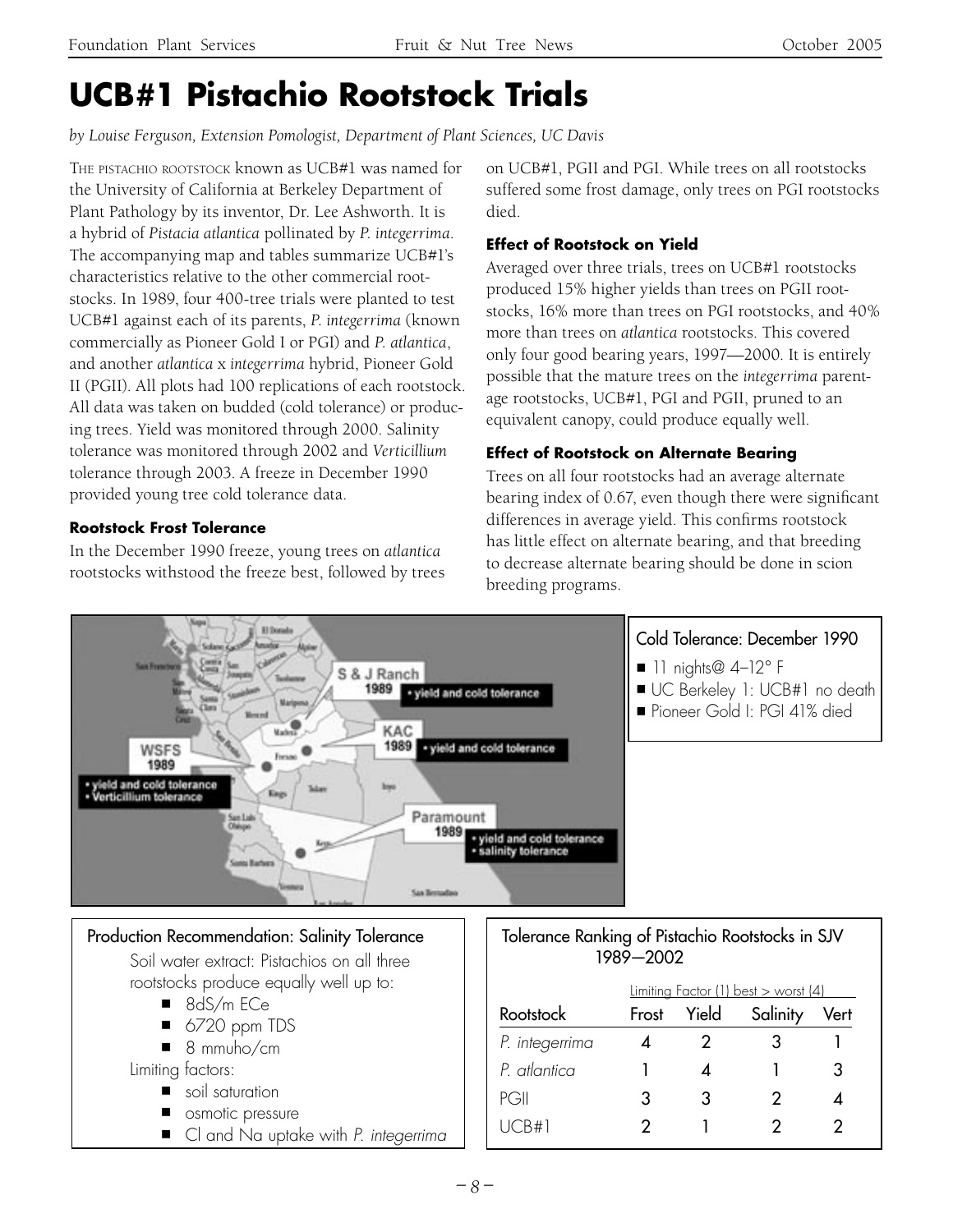# UCB#1 Pistachio Rootstock Trials

*by Louise Ferguson, Extension Pomologist, Department of Plant Sciences, UC Davis*

THE PISTACHIO ROOTSTOCK known as UCB#1 was named for the University of California at Berkeley Department of Plant Pathology by its inventor, Dr. Lee Ashworth. It is a hybrid of *Pistacia atlantica* pollinated by *P. integerrima*. The accompanying map and tables summarize UCB#1's characteristics relative to the other commercial rootstocks. In 1989, four 400-tree trials were planted to test UCB#1 against each of its parents, *P. integerrima* (known commercially as Pioneer Gold I or PGI) and *P. atlantica*, and another *atlantica* x *integerrima* hybrid, Pioneer Gold II (PGII). All plots had 100 replications of each rootstock. All data was taken on budded (cold tolerance) or producing trees. Yield was monitored through 2000. Salinity tolerance was monitored through 2002 and *Verticillium* tolerance through 2003. A freeze in December 1990 provided young tree cold tolerance data.

### Rootstock Frost Tolerance

In the December 1990 freeze, young trees on *atlantica* rootstocks withstood the freeze best, followed by trees on UCB#1, PGII and PGI. While trees on all rootstocks suffered some frost damage, only trees on PGI rootstocks died.

### Effect of Rootstock on Yield

Averaged over three trials, trees on UCB#1 rootstocks produced 15% higher yields than trees on PGII rootstocks, 16% more than trees on PGI rootstocks, and 40% more than trees on *atlantica* rootstocks. This covered only four good bearing years, 1997—2000. It is entirely possible that the mature trees on the *integerrima* parentage rootstocks, UCB#1, PGI and PGII, pruned to an equivalent canopy, could produce equally well.

### Effect of Rootstock on Alternate Bearing

Trees on all four rootstocks had an average alternate bearing index of 0.67, even though there were significant differences in average yield. This confirms rootstock has little effect on alternate bearing, and that breeding to decrease alternate bearing should be done in scion breeding programs.

S & J Ranch 1989 • yield and cold tolerance

KAC 1989 • yield and cold tolerance

WSFS 1989 • yield and cold tolerance • Verticillium tolerance

Paramount 1989 • yield and cold tolerance • salinity tolerance

**Cold Tolerance: December 1990**

- 11 nights@ 4–12° F
- UC Berkeley 1: UCB#1 no death
- Pioneer Gold I: PGI 41% died

**Production Recommendation: Salinity Tolerance**

Soil water extract: Pistachios on all three rootstocks produce equally well up to:

- 8dS/m ECe
- 6720 ppm TDS
- 8 mmuho/cm

Limiting factors:

- soil saturation
- osmotic pressure
- Cl and Na uptake with *P. integerrima*

**Tolerance Ranking of Pistachio Rootstocks in SJV 1989—2002**

| | Limiting Factor (1) best > worst (4) | | | |
|---|---|---|---|---|
| Rootstock | Frost | Yield | Salinity | Vert |
| *P. integerrima* | 4 | 2 | 3 | 1 |
| *P. atlantica* | 1 | 4 | 1 | 3 |
| PGII | 3 | 3 | 2 | 4 |
| UCB#1 | 2 | 1 | 2 | 2 |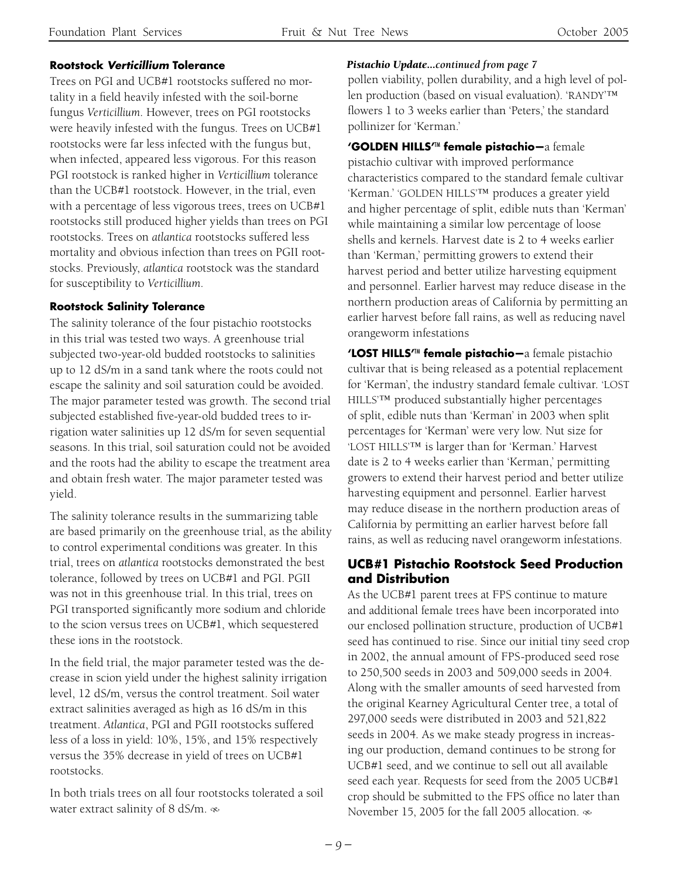### Rootstock *Verticillium* Tolerance

Trees on PGI and UCB#1 rootstocks suffered no mortality in a field heavily infested with the soil-borne fungus *Verticillium*. However, trees on PGI rootstocks were heavily infested with the fungus. Trees on UCB#1 rootstocks were far less infected with the fungus but, when infected, appeared less vigorous. For this reason PGI rootstock is ranked higher in *Verticillium* tolerance than the UCB#1 rootstock. However, in the trial, even with a percentage of less vigorous trees, trees on UCB#1 rootstocks still produced higher yields than trees on PGI rootstocks. Trees on *atlantica* rootstocks suffered less mortality and obvious infection than trees on PGII rootstocks. Previously, *atlantica* rootstock was the standard for susceptibility to *Verticillium*.

### Rootstock Salinity Tolerance

The salinity tolerance of the four pistachio rootstocks in this trial was tested two ways. A greenhouse trial subjected two-year-old budded rootstocks to salinities up to 12 dS/m in a sand tank where the roots could not escape the salinity and soil saturation could be avoided. The major parameter tested was growth. The second trial subjected established five-year-old budded trees to irrigation water salinities up 12 dS/m for seven sequential seasons. In this trial, soil saturation could not be avoided and the roots had the ability to escape the treatment area and obtain fresh water. The major parameter tested was yield.

The salinity tolerance results in the summarizing table are based primarily on the greenhouse trial, as the ability to control experimental conditions was greater. In this trial, trees on *atlantica* rootstocks demonstrated the best tolerance, followed by trees on UCB#1 and PGI. PGII was not in this greenhouse trial. In this trial, trees on PGI transported significantly more sodium and chloride to the scion versus trees on UCB#1, which sequestered these ions in the rootstock.

In the field trial, the major parameter tested was the decrease in scion yield under the highest salinity irrigation level, 12 dS/m, versus the control treatment. Soil water extract salinities averaged as high as 16 dS/m in this treatment. *Atlantica*, PGI and PGII rootstocks suffered less of a loss in yield: 10%, 15%, and 15% respectively versus the 35% decrease in yield of trees on UCB#1 rootstocks.

In both trials trees on all four rootstocks tolerated a soil water extract salinity of 8 dS/m.

***Pistachio Update...continued from page 7***

pollen viability, pollen durability, and a high level of pollen production (based on visual evaluation). 'RANDY'™ flowers 1 to 3 weeks earlier than 'Peters,' the standard pollinizer for 'Kerman.'

**'GOLDEN HILLS'™ female pistachio—**a female pistachio cultivar with improved performance characteristics compared to the standard female cultivar 'Kerman.' 'GOLDEN HILLS'™ produces a greater yield and higher percentage of split, edible nuts than 'Kerman' while maintaining a similar low percentage of loose shells and kernels. Harvest date is 2 to 4 weeks earlier than 'Kerman,' permitting growers to extend their harvest period and better utilize harvesting equipment and personnel. Earlier harvest may reduce disease in the northern production areas of California by permitting an earlier harvest before fall rains, as well as reducing navel orangeworm infestations

**'LOST HILLS'™ female pistachio—**a female pistachio cultivar that is being released as a potential replacement for 'Kerman', the industry standard female cultivar. 'LOST HILLS'™ produced substantially higher percentages of split, edible nuts than 'Kerman' in 2003 when split percentages for 'Kerman' were very low. Nut size for 'LOST HILLS'™ is larger than for 'Kerman.' Harvest date is 2 to 4 weeks earlier than 'Kerman,' permitting growers to extend their harvest period and better utilize harvesting equipment and personnel. Earlier harvest may reduce disease in the northern production areas of California by permitting an earlier harvest before fall rains, as well as reducing navel orangeworm infestations.

## UCB#1 Pistachio Rootstock Seed Production and Distribution

As the UCB#1 parent trees at FPS continue to mature and additional female trees have been incorporated into our enclosed pollination structure, production of UCB#1 seed has continued to rise. Since our initial tiny seed crop in 2002, the annual amount of FPS-produced seed rose to 250,500 seeds in 2003 and 509,000 seeds in 2004. Along with the smaller amounts of seed harvested from the original Kearney Agricultural Center tree, a total of 297,000 seeds were distributed in 2003 and 521,822 seeds in 2004. As we make steady progress in increasing our production, demand continues to be strong for UCB#1 seed, and we continue to sell out all available seed each year. Requests for seed from the 2005 UCB#1 crop should be submitted to the FPS office no later than November 15, 2005 for the fall 2005 allocation.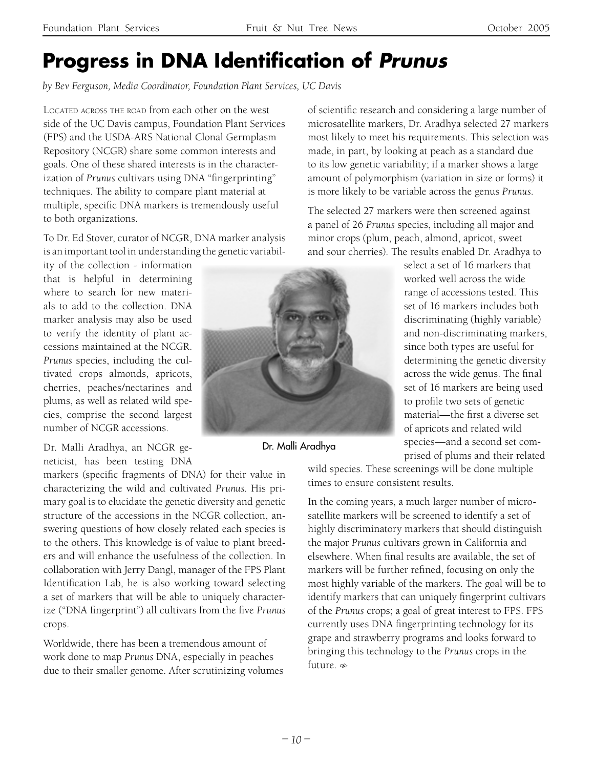# Progress in DNA Identification of *Prunus*

*by Bev Ferguson, Media Coordinator, Foundation Plant Services, UC Davis*

Located across the road from each other on the west side of the UC Davis campus, Foundation Plant Services (FPS) and the USDA-ARS National Clonal Germplasm Repository (NCGR) share some common interests and goals. One of these shared interests is in the characterization of *Prunus* cultivars using DNA "fingerprinting" techniques. The ability to compare plant material at multiple, specific DNA markers is tremendously useful to both organizations.

To Dr. Ed Stover, curator of NCGR, DNA marker analysis is an important tool in understanding the genetic variability of the collection - information that is helpful in determining where to search for new materials to add to the collection. DNA marker analysis may also be used to verify the identity of plant accessions maintained at the NCGR. *Prunus* species, including the cultivated crops almonds, apricots, cherries, peaches/nectarines and plums, as well as related wild species, comprise the second largest number of NCGR accessions.

Dr. Malli Aradhya

Dr. Malli Aradhya, an NCGR geneticist, has been testing DNA markers (specific fragments of DNA) for their value in characterizing the wild and cultivated *Prunus*. His primary goal is to elucidate the genetic diversity and genetic structure of the accessions in the NCGR collection, answering questions of how closely related each species is to the others. This knowledge is of value to plant breeders and will enhance the usefulness of the collection. In collaboration with Jerry Dangl, manager of the FPS Plant Identification Lab, he is also working toward selecting a set of markers that will be able to uniquely characterize ("DNA fingerprint") all cultivars from the five *Prunus* crops.

Worldwide, there has been a tremendous amount of work done to map *Prunus* DNA, especially in peaches due to their smaller genome. After scrutinizing volumes of scientific research and considering a large number of microsatellite markers, Dr. Aradhya selected 27 markers most likely to meet his requirements. This selection was made, in part, by looking at peach as a standard due to its low genetic variability; if a marker shows a large amount of polymorphism (variation in size or forms) it is more likely to be variable across the genus *Prunus*.

The selected 27 markers were then screened against a panel of 26 *Prunus* species, including all major and minor crops (plum, peach, almond, apricot, sweet and sour cherries). The results enabled Dr. Aradhya to select a set of 16 markers that worked well across the wide range of accessions tested. This set of 16 markers includes both discriminating (highly variable) and non-discriminating markers, since both types are useful for determining the genetic diversity across the wide genus. The final set of 16 markers are being used to profile two sets of genetic material—the first a diverse set of apricots and related wild species—and a second set comprised of plums and their related wild species. These screenings will be done multiple times to ensure consistent results.

In the coming years, a much larger number of microsatellite markers will be screened to identify a set of highly discriminatory markers that should distinguish the major *Prunus* cultivars grown in California and elsewhere. When final results are available, the set of markers will be further refined, focusing on only the most highly variable of the markers. The goal will be to identify markers that can uniquely fingerprint cultivars of the *Prunus* crops; a goal of great interest to FPS. FPS currently uses DNA fingerprinting technology for its grape and strawberry programs and looks forward to bringing this technology to the *Prunus* crops in the future.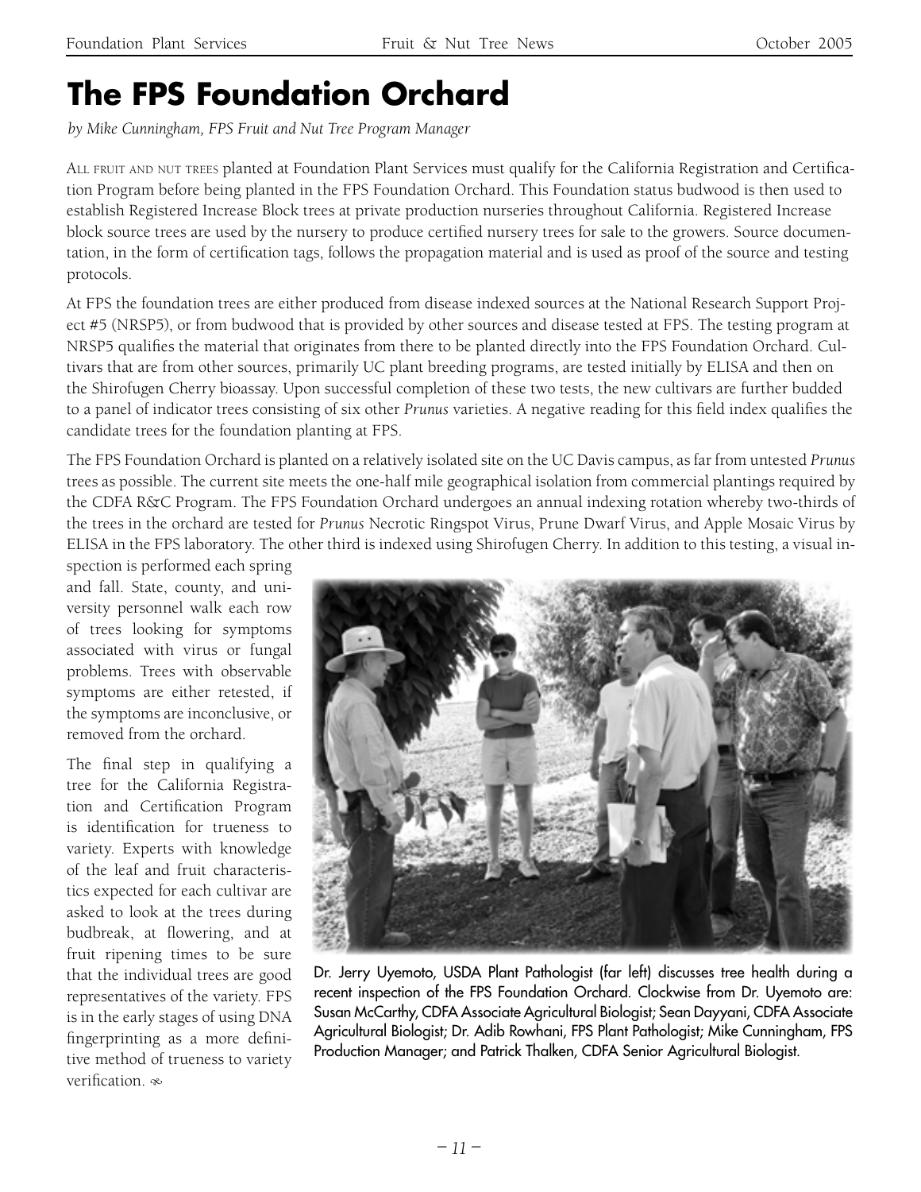# The FPS Foundation Orchard

*by Mike Cunningham, FPS Fruit and Nut Tree Program Manager*

ALL FRUIT AND NUT TREES planted at Foundation Plant Services must qualify for the California Registration and Certification Program before being planted in the FPS Foundation Orchard. This Foundation status budwood is then used to establish Registered Increase Block trees at private production nurseries throughout California. Registered Increase block source trees are used by the nursery to produce certified nursery trees for sale to the growers. Source documentation, in the form of certification tags, follows the propagation material and is used as proof of the source and testing protocols.

At FPS the foundation trees are either produced from disease indexed sources at the National Research Support Project #5 (NRSP5), or from budwood that is provided by other sources and disease tested at FPS. The testing program at NRSP5 qualifies the material that originates from there to be planted directly into the FPS Foundation Orchard. Cultivars that are from other sources, primarily UC plant breeding programs, are tested initially by ELISA and then on the Shirofugen Cherry bioassay. Upon successful completion of these two tests, the new cultivars are further budded to a panel of indicator trees consisting of six other *Prunus* varieties. A negative reading for this field index qualifies the candidate trees for the foundation planting at FPS.

The FPS Foundation Orchard is planted on a relatively isolated site on the UC Davis campus, as far from untested *Prunus* trees as possible. The current site meets the one-half mile geographical isolation from commercial plantings required by the CDFA R&C Program. The FPS Foundation Orchard undergoes an annual indexing rotation whereby two-thirds of the trees in the orchard are tested for *Prunus* Necrotic Ringspot Virus, Prune Dwarf Virus, and Apple Mosaic Virus by ELISA in the FPS laboratory. The other third is indexed using Shirofugen Cherry. In addition to this testing, a visual inspection is performed each spring and fall. State, county, and university personnel walk each row of trees looking for symptoms associated with virus or fungal problems. Trees with observable symptoms are either retested, if the symptoms are inconclusive, or removed from the orchard.

The final step in qualifying a tree for the California Registration and Certification Program is identification for trueness to variety. Experts with knowledge of the leaf and fruit characteristics expected for each cultivar are asked to look at the trees during budbreak, at flowering, and at fruit ripening times to be sure that the individual trees are good representatives of the variety. FPS is in the early stages of using DNA fingerprinting as a more definitive method of trueness to variety verification.

Dr. Jerry Uyemoto, USDA Plant Pathologist (far left) discusses tree health during a recent inspection of the FPS Foundation Orchard. Clockwise from Dr. Uyemoto are: Susan McCarthy, CDFA Associate Agricultural Biologist; Sean Dayyani, CDFA Associate Agricultural Biologist; Dr. Adib Rowhani, FPS Plant Pathologist; Mike Cunningham, FPS Production Manager; and Patrick Thalken, CDFA Senior Agricultural Biologist.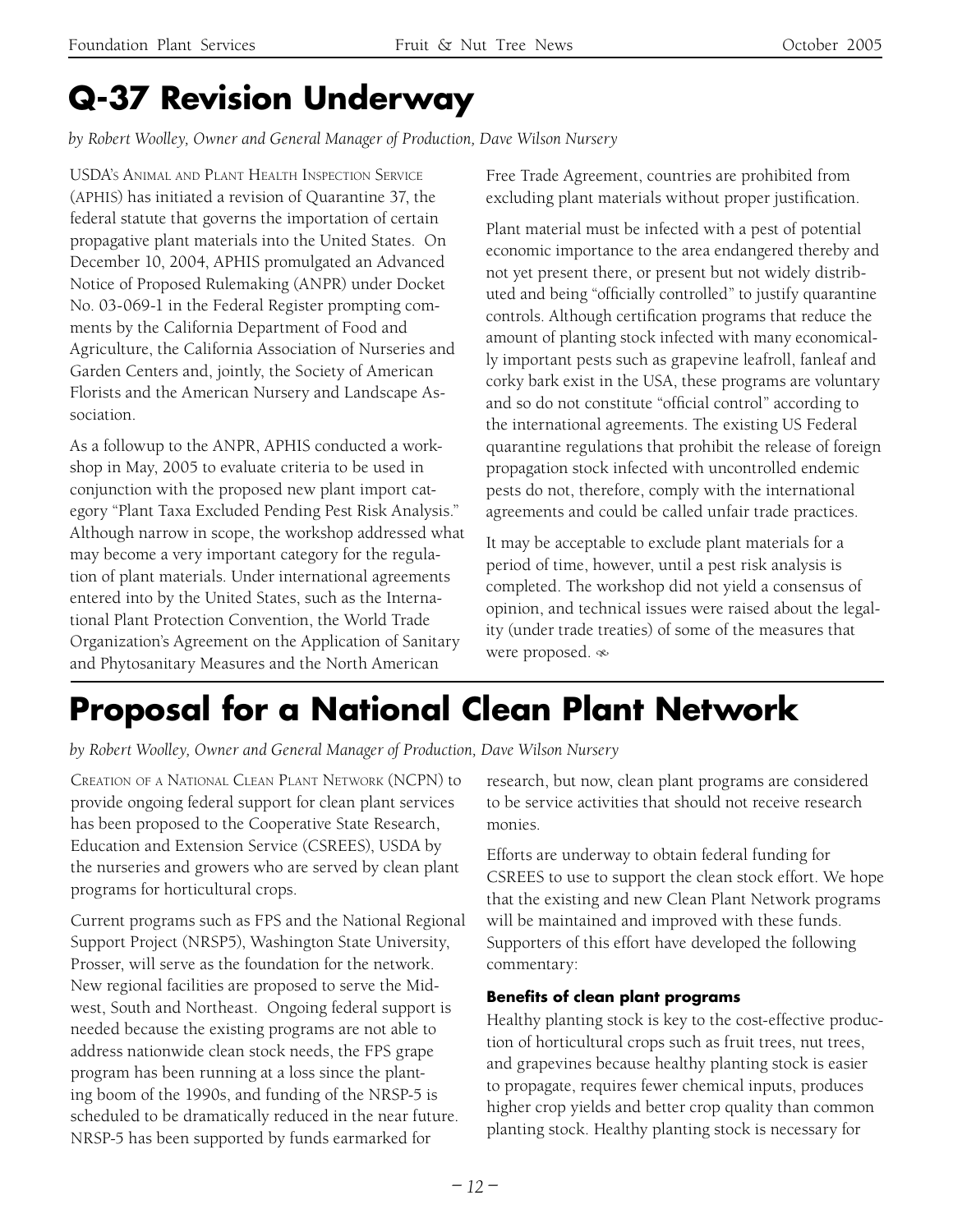# Q-37 Revision Underway

*by Robert Woolley, Owner and General Manager of Production, Dave Wilson Nursery*

USDA's Animal and Plant Health Inspection Service (APHIS) has initiated a revision of Quarantine 37, the federal statute that governs the importation of certain propagative plant materials into the United States. On December 10, 2004, APHIS promulgated an Advanced Notice of Proposed Rulemaking (ANPR) under Docket No. 03-069-1 in the Federal Register prompting comments by the California Department of Food and Agriculture, the California Association of Nurseries and Garden Centers and, jointly, the Society of American Florists and the American Nursery and Landscape Association.

As a followup to the ANPR, APHIS conducted a workshop in May, 2005 to evaluate criteria to be used in conjunction with the proposed new plant import category "Plant Taxa Excluded Pending Pest Risk Analysis." Although narrow in scope, the workshop addressed what may become a very important category for the regulation of plant materials. Under international agreements entered into by the United States, such as the International Plant Protection Convention, the World Trade Organization's Agreement on the Application of Sanitary and Phytosanitary Measures and the North American Free Trade Agreement, countries are prohibited from excluding plant materials without proper justification.

Plant material must be infected with a pest of potential economic importance to the area endangered thereby and not yet present there, or present but not widely distributed and being "officially controlled" to justify quarantine controls. Although certification programs that reduce the amount of planting stock infected with many economically important pests such as grapevine leafroll, fanleaf and corky bark exist in the USA, these programs are voluntary and so do not constitute "official control" according to the international agreements. The existing US Federal quarantine regulations that prohibit the release of foreign propagation stock infected with uncontrolled endemic pests do not, therefore, comply with the international agreements and could be called unfair trade practices.

It may be acceptable to exclude plant materials for a period of time, however, until a pest risk analysis is completed. The workshop did not yield a consensus of opinion, and technical issues were raised about the legality (under trade treaties) of some of the measures that were proposed.

# Proposal for a National Clean Plant Network

*by Robert Woolley, Owner and General Manager of Production, Dave Wilson Nursery*

Creation of a National Clean Plant Network (NCPN) to provide ongoing federal support for clean plant services has been proposed to the Cooperative State Research, Education and Extension Service (CSREES), USDA by the nurseries and growers who are served by clean plant programs for horticultural crops.

Current programs such as FPS and the National Regional Support Project (NRSP5), Washington State University, Prosser, will serve as the foundation for the network. New regional facilities are proposed to serve the Midwest, South and Northeast. Ongoing federal support is needed because the existing programs are not able to address nationwide clean stock needs, the FPS grape program has been running at a loss since the planting boom of the 1990s, and funding of the NRSP-5 is scheduled to be dramatically reduced in the near future. NRSP-5 has been supported by funds earmarked for research, but now, clean plant programs are considered to be service activities that should not receive research monies.

Efforts are underway to obtain federal funding for CSREES to use to support the clean stock effort. We hope that the existing and new Clean Plant Network programs will be maintained and improved with these funds. Supporters of this effort have developed the following commentary:

### Benefits of clean plant programs

Healthy planting stock is key to the cost-effective production of horticultural crops such as fruit trees, nut trees, and grapevines because healthy planting stock is easier to propagate, requires fewer chemical inputs, produces higher crop yields and better crop quality than common planting stock. Healthy planting stock is necessary for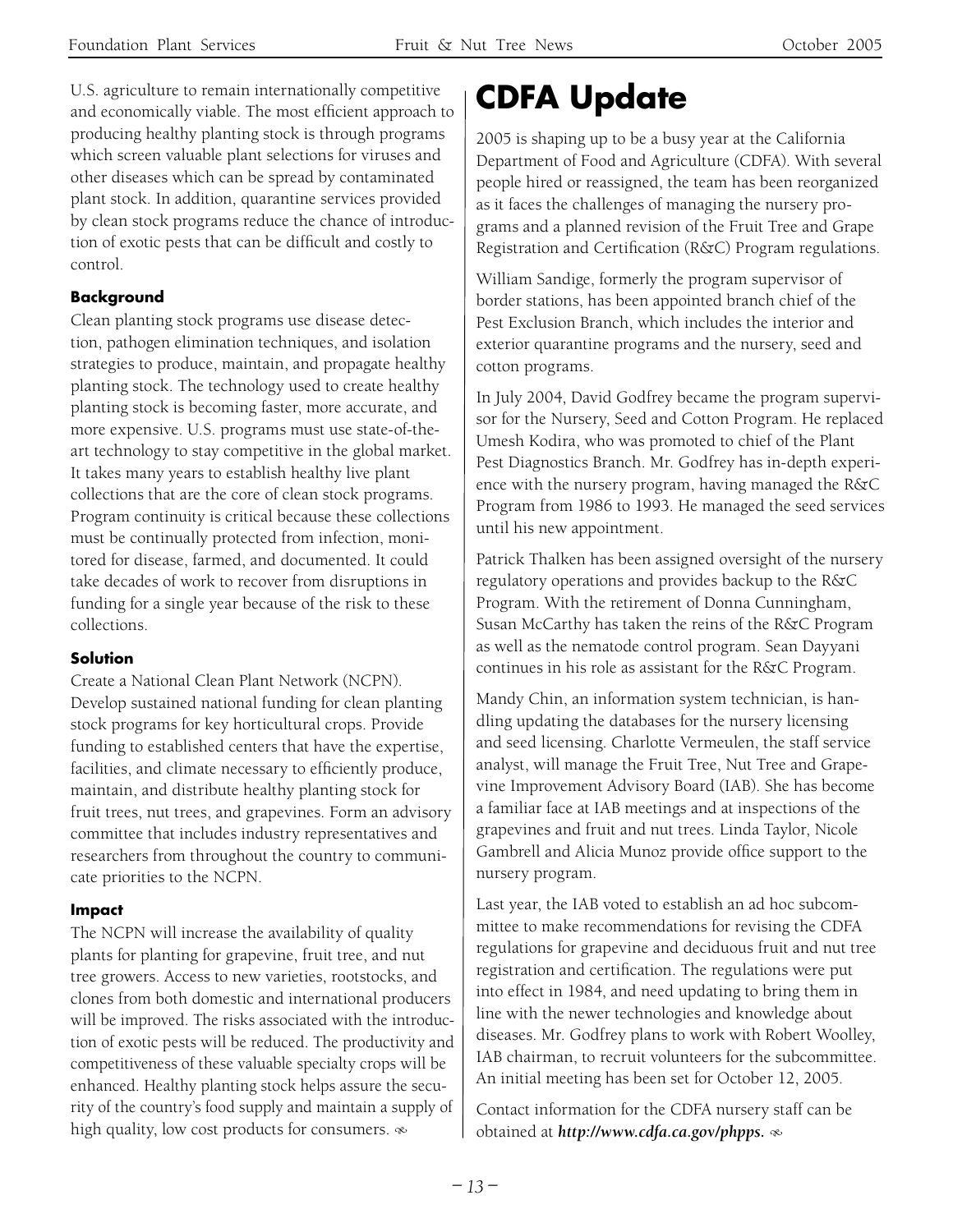U.S. agriculture to remain internationally competitive and economically viable. The most efficient approach to producing healthy planting stock is through programs which screen valuable plant selections for viruses and other diseases which can be spread by contaminated plant stock. In addition, quarantine services provided by clean stock programs reduce the chance of introduction of exotic pests that can be difficult and costly to control.

**Background**

Clean planting stock programs use disease detection, pathogen elimination techniques, and isolation strategies to produce, maintain, and propagate healthy planting stock. The technology used to create healthy planting stock is becoming faster, more accurate, and more expensive. U.S. programs must use state-of-the-art technology to stay competitive in the global market. It takes many years to establish healthy live plant collections that are the core of clean stock programs. Program continuity is critical because these collections must be continually protected from infection, monitored for disease, farmed, and documented. It could take decades of work to recover from disruptions in funding for a single year because of the risk to these collections.

**Solution**

Create a National Clean Plant Network (NCPN). Develop sustained national funding for clean planting stock programs for key horticultural crops. Provide funding to established centers that have the expertise, facilities, and climate necessary to efficiently produce, maintain, and distribute healthy planting stock for fruit trees, nut trees, and grapevines. Form an advisory committee that includes industry representatives and researchers from throughout the country to communicate priorities to the NCPN.

**Impact**

The NCPN will increase the availability of quality plants for planting for grapevine, fruit tree, and nut tree growers. Access to new varieties, rootstocks, and clones from both domestic and international producers will be improved. The risks associated with the introduction of exotic pests will be reduced. The productivity and competitiveness of these valuable specialty crops will be enhanced. Healthy planting stock helps assure the security of the country's food supply and maintain a supply of high quality, low cost products for consumers. ∞

# CDFA Update

2005 is shaping up to be a busy year at the California Department of Food and Agriculture (CDFA). With several people hired or reassigned, the team has been reorganized as it faces the challenges of managing the nursery programs and a planned revision of the Fruit Tree and Grape Registration and Certification (R&C) Program regulations.

William Sandige, formerly the program supervisor of border stations, has been appointed branch chief of the Pest Exclusion Branch, which includes the interior and exterior quarantine programs and the nursery, seed and cotton programs.

In July 2004, David Godfrey became the program supervisor for the Nursery, Seed and Cotton Program. He replaced Umesh Kodira, who was promoted to chief of the Plant Pest Diagnostics Branch. Mr. Godfrey has in-depth experience with the nursery program, having managed the R&C Program from 1986 to 1993. He managed the seed services until his new appointment.

Patrick Thalken has been assigned oversight of the nursery regulatory operations and provides backup to the R&C Program. With the retirement of Donna Cunningham, Susan McCarthy has taken the reins of the R&C Program as well as the nematode control program. Sean Dayyani continues in his role as assistant for the R&C Program.

Mandy Chin, an information system technician, is handling updating the databases for the nursery licensing and seed licensing. Charlotte Vermeulen, the staff service analyst, will manage the Fruit Tree, Nut Tree and Grapevine Improvement Advisory Board (IAB). She has become a familiar face at IAB meetings and at inspections of the grapevines and fruit and nut trees. Linda Taylor, Nicole Gambrell and Alicia Munoz provide office support to the nursery program.

Last year, the IAB voted to establish an ad hoc subcommittee to make recommendations for revising the CDFA regulations for grapevine and deciduous fruit and nut tree registration and certification. The regulations were put into effect in 1984, and need updating to bring them in line with the newer technologies and knowledge about diseases. Mr. Godfrey plans to work with Robert Woolley, IAB chairman, to recruit volunteers for the subcommittee. An initial meeting has been set for October 12, 2005.

Contact information for the CDFA nursery staff can be obtained at ***http://www.cdfa.ca.gov/phpps.*** ∞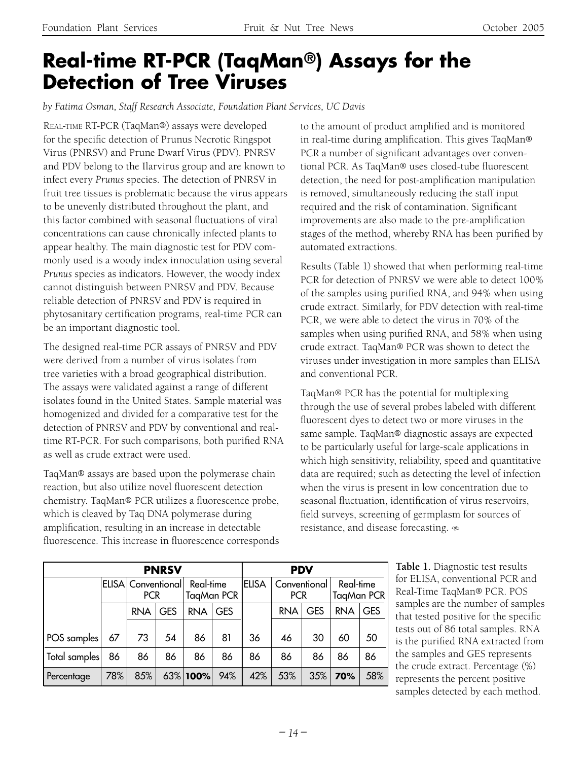# Real-time RT-PCR (TaqMan®) Assays for the Detection of Tree Viruses

*by Fatima Osman, Staff Research Associate, Foundation Plant Services, UC Davis*

Real-time RT-PCR (TaqMan®) assays were developed for the specific detection of Prunus Necrotic Ringspot Virus (PNRSV) and Prune Dwarf Virus (PDV). PNRSV and PDV belong to the Ilarvirus group and are known to infect every *Prunus* species. The detection of PNRSV in fruit tree tissues is problematic because the virus appears to be unevenly distributed throughout the plant, and this factor combined with seasonal fluctuations of viral concentrations can cause chronically infected plants to appear healthy. The main diagnostic test for PDV commonly used is a woody index innoculation using several *Prunus* species as indicators. However, the woody index cannot distinguish between PNRSV and PDV. Because reliable detection of PNRSV and PDV is required in phytosanitary certification programs, real-time PCR can be an important diagnostic tool.

The designed real-time PCR assays of PNRSV and PDV were derived from a number of virus isolates from tree varieties with a broad geographical distribution. The assays were validated against a range of different isolates found in the United States. Sample material was homogenized and divided for a comparative test for the detection of PNRSV and PDV by conventional and real-time RT-PCR. For such comparisons, both purified RNA as well as crude extract were used.

TaqMan® assays are based upon the polymerase chain reaction, but also utilize novel fluorescent detection chemistry. TaqMan® PCR utilizes a fluorescence probe, which is cleaved by Taq DNA polymerase during amplification, resulting in an increase in detectable fluorescence. This increase in fluorescence corresponds to the amount of product amplified and is monitored in real-time during amplification. This gives TaqMan® PCR a number of significant advantages over conventional PCR. As TaqMan® uses closed-tube fluorescent detection, the need for post-amplification manipulation is removed, simultaneously reducing the staff input required and the risk of contamination. Significant improvements are also made to the pre-amplification stages of the method, whereby RNA has been purified by automated extractions.

Results (Table 1) showed that when performing real-time PCR for detection of PNRSV we were able to detect 100% of the samples using purified RNA, and 94% when using crude extract. Similarly, for PDV detection with real-time PCR, we were able to detect the virus in 70% of the samples when using purified RNA, and 58% when using crude extract. TaqMan® PCR was shown to detect the viruses under investigation in more samples than ELISA and conventional PCR.

TaqMan® PCR has the potential for multiplexing through the use of several probes labeled with different fluorescent dyes to detect two or more viruses in the same sample. TaqMan® diagnostic assays are expected to be particularly useful for large-scale applications in which high sensitivity, reliability, speed and quantitative data are required; such as detecting the level of infection when the virus is present in low concentration due to seasonal fluctuation, identification of virus reservoirs, field surveys, screening of germplasm for sources of resistance, and disease forecasting.

| | PNRSV | | | | | PDV | | | | |
|---|---|---|---|---|---|---|---|---|---|---|
| | ELISA | Conventional PCR | | Real-time TaqMan PCR | | ELISA | Conventional PCR | | Real-time TaqMan PCR | |
| | | RNA | GES | RNA | GES | | RNA | GES | RNA | GES |
| POS samples | 67 | 73 | 54 | 86 | 81 | 36 | 46 | 30 | 60 | 50 |
| Total samples | 86 | 86 | 86 | 86 | 86 | 86 | 86 | 86 | 86 | 86 |
| Percentage | 78% | 85% | 63% | **100%** | 94% | 42% | 53% | 35% | **70%** | 58% |

**Table 1.** Diagnostic test results for ELISA, conventional PCR and Real-Time TaqMan® PCR. POS samples are the number of samples that tested positive for the specific tests out of 86 total samples. RNA is the purified RNA extracted from the samples and GES represents the crude extract. Percentage (%) represents the percent positive samples detected by each method.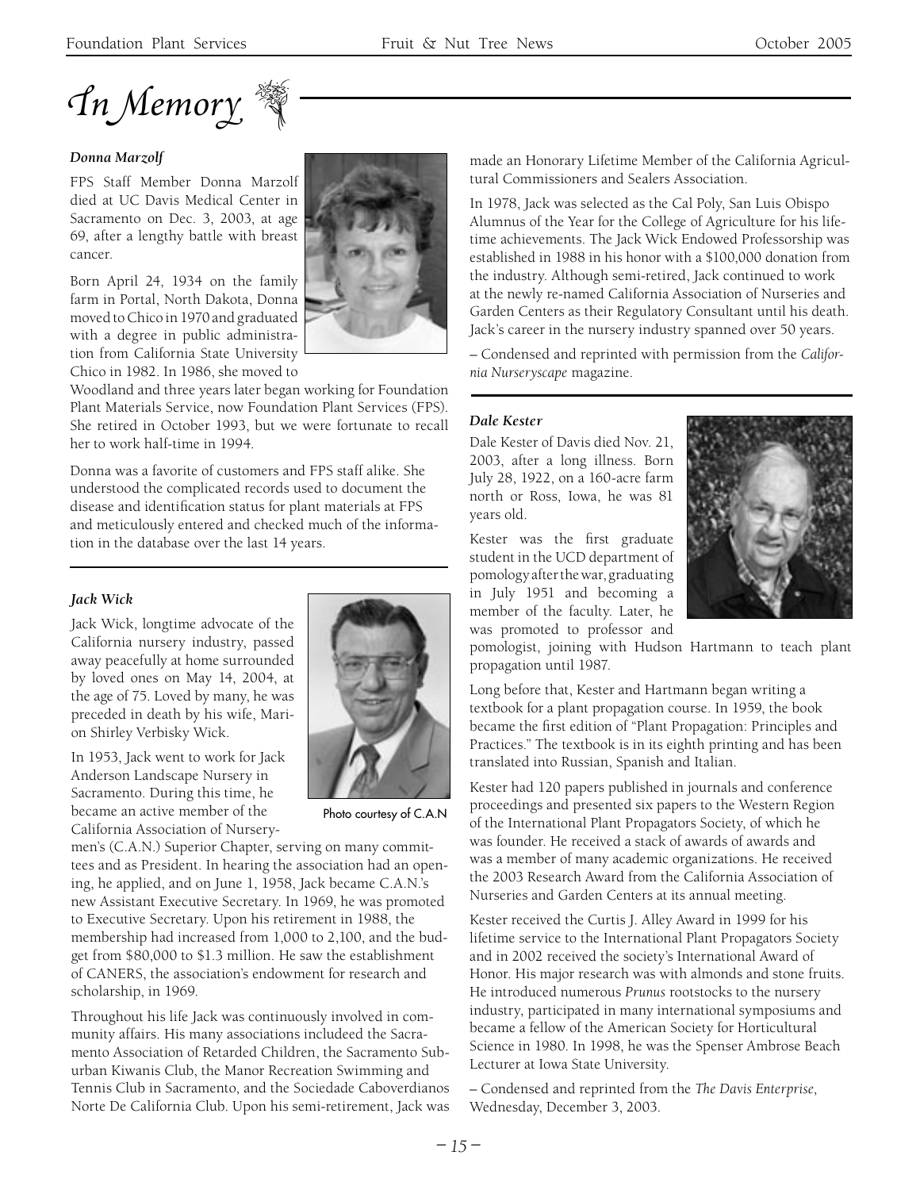# *In Memory*

### *Donna Marzolf*

FPS Staff Member Donna Marzolf died at UC Davis Medical Center in Sacramento on Dec. 3, 2003, at age 69, after a lengthy battle with breast cancer.

Born April 24, 1934 on the family farm in Portal, North Dakota, Donna moved to Chico in 1970 and graduated with a degree in public administration from California State University Chico in 1982. In 1986, she moved to Woodland and three years later began working for Foundation Plant Materials Service, now Foundation Plant Services (FPS). She retired in October 1993, but we were fortunate to recall her to work half-time in 1994.

Donna was a favorite of customers and FPS staff alike. She understood the complicated records used to document the disease and identification status for plant materials at FPS and meticulously entered and checked much of the information in the database over the last 14 years.

### *Jack Wick*

Jack Wick, longtime advocate of the California nursery industry, passed away peacefully at home surrounded by loved ones on May 14, 2004, at the age of 75. Loved by many, he was preceded in death by his wife, Marion Shirley Verbisky Wick.

Photo courtesy of C.A.N

In 1953, Jack went to work for Jack Anderson Landscape Nursery in Sacramento. During this time, he became an active member of the California Association of Nurserymen's (C.A.N.) Superior Chapter, serving on many committees and as President. In hearing the association had an opening, he applied, and on June 1, 1958, Jack became C.A.N.'s new Assistant Executive Secretary. In 1969, he was promoted to Executive Secretary. Upon his retirement in 1988, the membership had increased from 1,000 to 2,100, and the budget from $80,000 to $1.3 million. He saw the establishment of CANERS, the association's endowment for research and scholarship, in 1969.

Throughout his life Jack was continuously involved in community affairs. His many associations includeed the Sacramento Association of Retarded Children, the Sacramento Suburban Kiwanis Club, the Manor Recreation Swimming and Tennis Club in Sacramento, and the Sociedade Caboverdianos Norte De California Club. Upon his semi-retirement, Jack was made an Honorary Lifetime Member of the California Agricultural Commissioners and Sealers Association.

In 1978, Jack was selected as the Cal Poly, San Luis Obispo Alumnus of the Year for the College of Agriculture for his lifetime achievements. The Jack Wick Endowed Professorship was established in 1988 in his honor with a $100,000 donation from the industry. Although semi-retired, Jack continued to work at the newly re-named California Association of Nurseries and Garden Centers as their Regulatory Consultant until his death. Jack's career in the nursery industry spanned over 50 years.

– Condensed and reprinted with permission from the *California Nurseryscape* magazine.

### *Dale Kester*

Dale Kester of Davis died Nov. 21, 2003, after a long illness. Born July 28, 1922, on a 160-acre farm north or Ross, Iowa, he was 81 years old.

Kester was the first graduate student in the UCD department of pomology after the war, graduating in July 1951 and becoming a member of the faculty. Later, he was promoted to professor and pomologist, joining with Hudson Hartmann to teach plant propagation until 1987.

Long before that, Kester and Hartmann began writing a textbook for a plant propagation course. In 1959, the book became the first edition of "Plant Propagation: Principles and Practices." The textbook is in its eighth printing and has been translated into Russian, Spanish and Italian.

Kester had 120 papers published in journals and conference proceedings and presented six papers to the Western Region of the International Plant Propagators Society, of which he was founder. He received a stack of awards of awards and was a member of many academic organizations. He received the 2003 Research Award from the California Association of Nurseries and Garden Centers at its annual meeting.

Kester received the Curtis J. Alley Award in 1999 for his lifetime service to the International Plant Propagators Society and in 2002 received the society's International Award of Honor. His major research was with almonds and stone fruits. He introduced numerous *Prunus* rootstocks to the nursery industry, participated in many international symposiums and became a fellow of the American Society for Horticultural Science in 1980. In 1998, he was the Spenser Ambrose Beach Lecturer at Iowa State University.

– Condensed and reprinted from the *The Davis Enterprise*, Wednesday, December 3, 2003.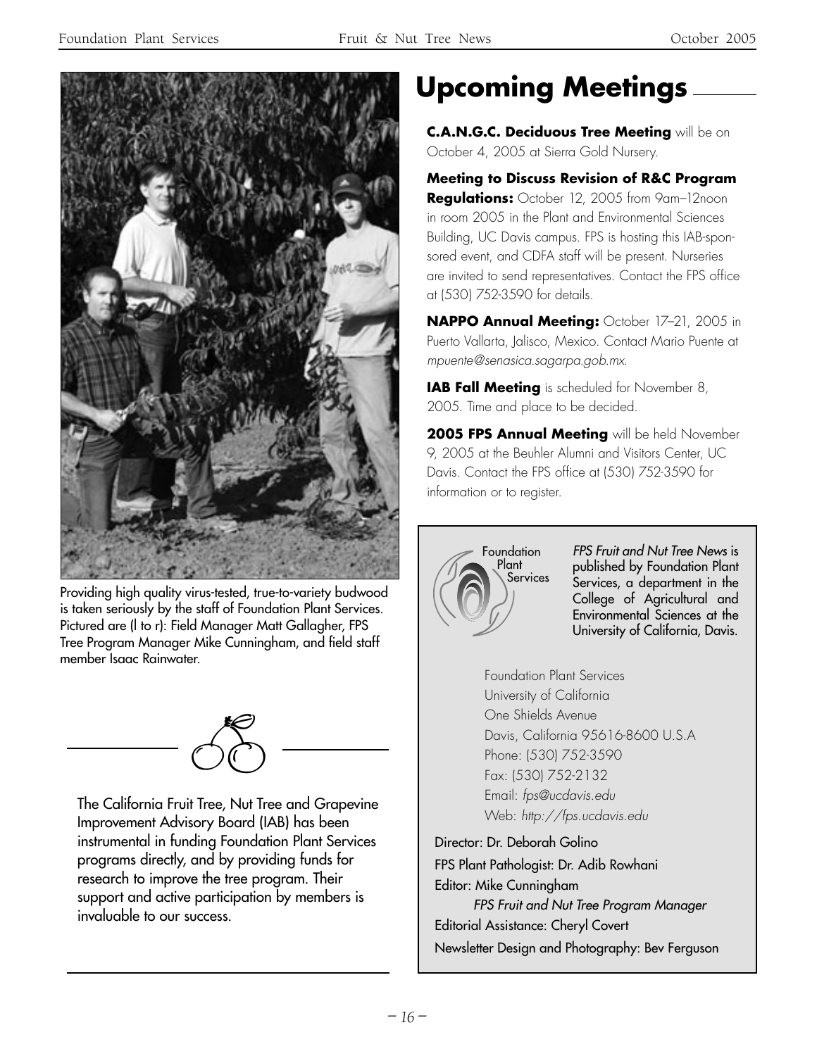Providing high quality virus-tested, true-to-variety budwood is taken seriously by the staff of Foundation Plant Services. Pictured are (l to r): Field Manager Matt Gallagher, FPS Tree Program Manager Mike Cunningham, and field staff member Isaac Rainwater.

The California Fruit Tree, Nut Tree and Grapevine Improvement Advisory Board (IAB) has been instrumental in funding Foundation Plant Services programs directly, and by providing funds for research to improve the tree program. Their support and active participation by members is invaluable to our success.

# Upcoming Meetings

**C.A.N.G.C. Deciduous Tree Meeting** will be on October 4, 2005 at Sierra Gold Nursery.

**Meeting to Discuss Revision of R&C Program Regulations:** October 12, 2005 from 9am–12noon in room 2005 in the Plant and Environmental Sciences Building, UC Davis campus. FPS is hosting this IAB-sponsored event, and CDFA staff will be present. Nurseries are invited to send representatives. Contact the FPS office at (530) 752-3590 for details.

**NAPPO Annual Meeting:** October 17–21, 2005 in Puerto Vallarta, Jalisco, Mexico. Contact Mario Puente at *mpuente@senasica.sagarpa.gob.mx*.

**IAB Fall Meeting** is scheduled for November 8, 2005. Time and place to be decided.

**2005 FPS Annual Meeting** will be held November 9, 2005 at the Beuhler Alumni and Visitors Center, UC Davis. Contact the FPS office at (530) 752-3590 for information or to register.

Foundation Plant Services

*FPS Fruit and Nut Tree News* is published by Foundation Plant Services, a department in the College of Agricultural and Environmental Sciences at the University of California, Davis.

Foundation Plant Services
University of California
One Shields Avenue
Davis, California 95616-8600 U.S.A
Phone: (530) 752-3590
Fax: (530) 752-2132
Email: *fps@ucdavis.edu*
Web: *http://fps.ucdavis.edu*

Director: Dr. Deborah Golino
FPS Plant Pathologist: Dr. Adib Rowhani
Editor: Mike Cunningham
*FPS Fruit and Nut Tree Program Manager*
Editorial Assistance: Cheryl Covert
Newsletter Design and Photography: Bev Ferguson